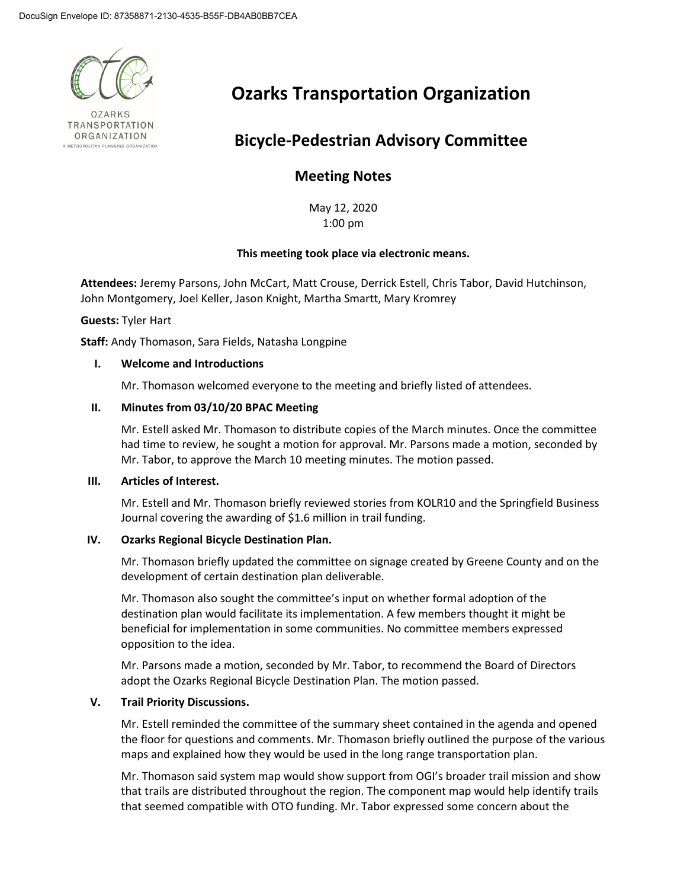DocuSign Envelope ID: 87358871-2130-4535-B55F-DB4AB0BB7CEA

# Ozarks Transportation Organization

## Bicycle-Pedestrian Advisory Committee

### Meeting Notes

May 12, 2020
1:00 pm

**This meeting took place via electronic means.**

**Attendees:** Jeremy Parsons, John McCart, Matt Crouse, Derrick Estell, Chris Tabor, David Hutchinson, John Montgomery, Joel Keller, Jason Knight, Martha Smartt, Mary Kromrey

**Guests:** Tyler Hart

**Staff:** Andy Thomason, Sara Fields, Natasha Longpine

**I. Welcome and Introductions**

Mr. Thomason welcomed everyone to the meeting and briefly listed of attendees.

**II. Minutes from 03/10/20 BPAC Meeting**

Mr. Estell asked Mr. Thomason to distribute copies of the March minutes. Once the committee had time to review, he sought a motion for approval. Mr. Parsons made a motion, seconded by Mr. Tabor, to approve the March 10 meeting minutes. The motion passed.

**III. Articles of Interest.**

Mr. Estell and Mr. Thomason briefly reviewed stories from KOLR10 and the Springfield Business Journal covering the awarding of $1.6 million in trail funding.

**IV. Ozarks Regional Bicycle Destination Plan.**

Mr. Thomason briefly updated the committee on signage created by Greene County and on the development of certain destination plan deliverable.

Mr. Thomason also sought the committee's input on whether formal adoption of the destination plan would facilitate its implementation. A few members thought it might be beneficial for implementation in some communities. No committee members expressed opposition to the idea.

Mr. Parsons made a motion, seconded by Mr. Tabor, to recommend the Board of Directors adopt the Ozarks Regional Bicycle Destination Plan. The motion passed.

**V. Trail Priority Discussions.**

Mr. Estell reminded the committee of the summary sheet contained in the agenda and opened the floor for questions and comments. Mr. Thomason briefly outlined the purpose of the various maps and explained how they would be used in the long range transportation plan.

Mr. Thomason said system map would show support from OGI's broader trail mission and show that trails are distributed throughout the region. The component map would help identify trails that seemed compatible with OTO funding. Mr. Tabor expressed some concern about the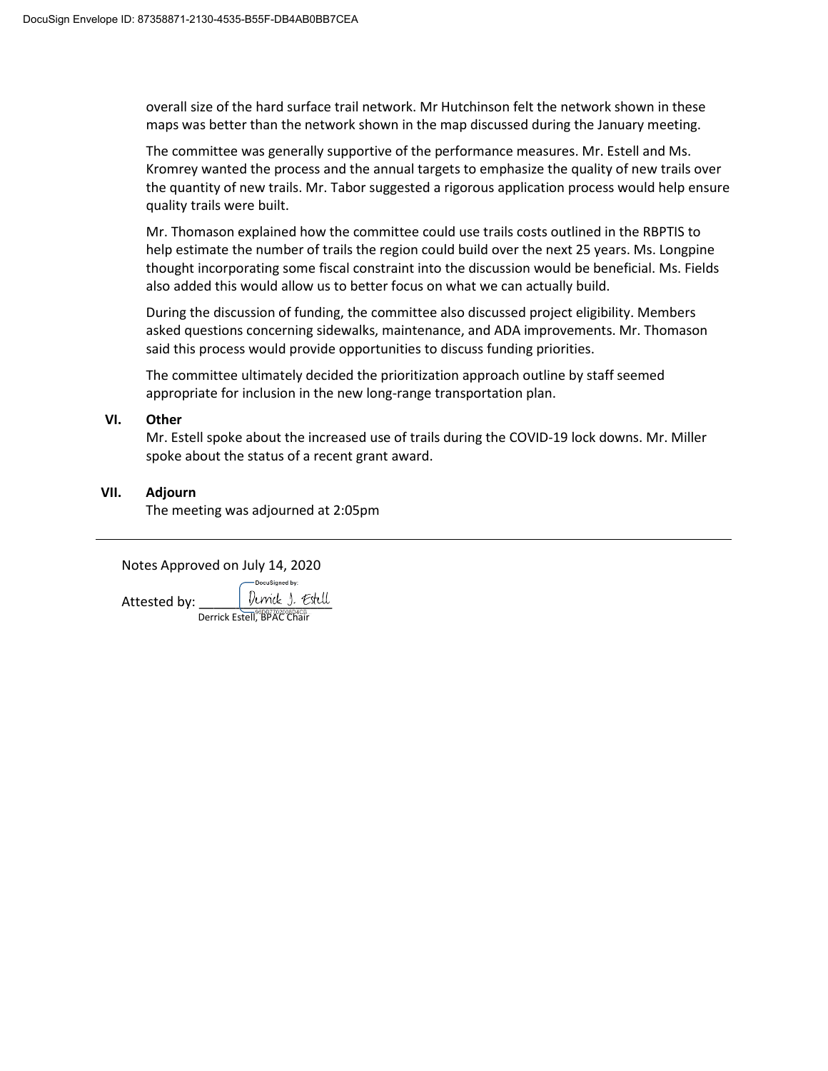overall size of the hard surface trail network. Mr Hutchinson felt the network shown in these maps was better than the network shown in the map discussed during the January meeting.

The committee was generally supportive of the performance measures. Mr. Estell and Ms. Kromrey wanted the process and the annual targets to emphasize the quality of new trails over the quantity of new trails. Mr. Tabor suggested a rigorous application process would help ensure quality trails were built.

Mr. Thomason explained how the committee could use trails costs outlined in the RBPTIS to help estimate the number of trails the region could build over the next 25 years. Ms. Longpine thought incorporating some fiscal constraint into the discussion would be beneficial. Ms. Fields also added this would allow us to better focus on what we can actually build.

During the discussion of funding, the committee also discussed project eligibility. Members asked questions concerning sidewalks, maintenance, and ADA improvements. Mr. Thomason said this process would provide opportunities to discuss funding priorities.

The committee ultimately decided the prioritization approach outline by staff seemed appropriate for inclusion in the new long-range transportation plan.

**VI. Other**

Mr. Estell spoke about the increased use of trails during the COVID-19 lock downs. Mr. Miller spoke about the status of a recent grant award.

**VII. Adjourn**

The meeting was adjourned at 2:05pm

---

Notes Approved on July 14, 2020

Attested by: Derrick J. Estell

Derrick Estell, BPAC Chair